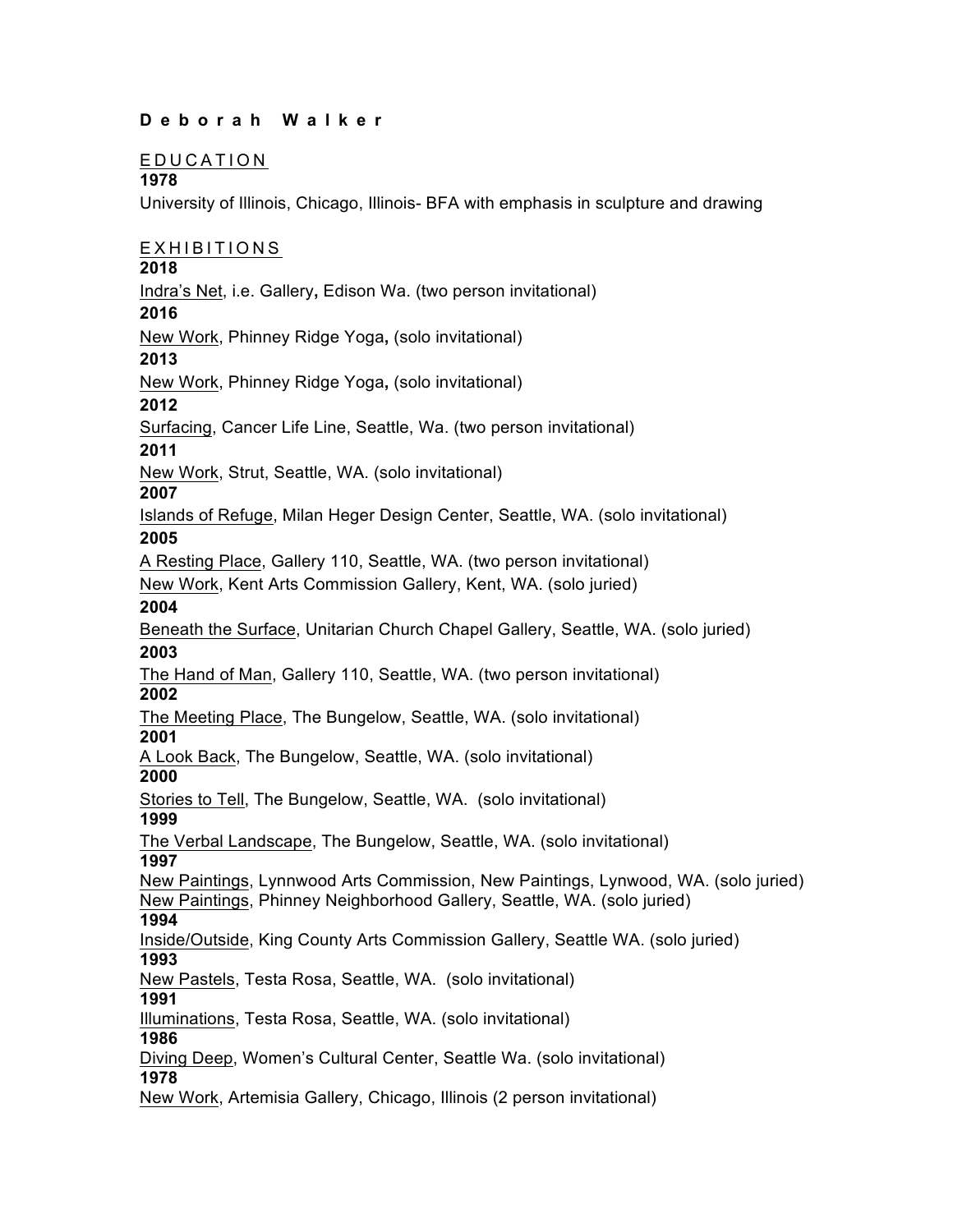# Deborah Walker

## EDUCATION

**1978**

University of Illinois, Chicago, Illinois- BFA with emphasis in sculpture and drawing

## EXHIBITIONS

**2018**

Indra's Net, i.e. Gallery**,** Edison Wa. (two person invitational)

**2016**

New Work, Phinney Ridge Yoga**,** (solo invitational)

**2013**

New Work, Phinney Ridge Yoga**,** (solo invitational)

**2012**

Surfacing, Cancer Life Line, Seattle, Wa. (two person invitational)

**2011**

New Work, Strut, Seattle, WA. (solo invitational)

**2007**

Islands of Refuge, Milan Heger Design Center, Seattle, WA. (solo invitational)

**2005**

A Resting Place, Gallery 110, Seattle, WA. (two person invitational)

New Work, Kent Arts Commission Gallery, Kent, WA. (solo juried)

**2004**

Beneath the Surface, Unitarian Church Chapel Gallery, Seattle, WA. (solo juried)

**2003**

The Hand of Man, Gallery 110, Seattle, WA. (two person invitational)

**2002**

The Meeting Place, The Bungelow, Seattle, WA. (solo invitational)

**2001**

A Look Back, The Bungelow, Seattle, WA. (solo invitational)

**2000**

Stories to Tell, The Bungelow, Seattle, WA. (solo invitational)

**1999**

The Verbal Landscape, The Bungelow, Seattle, WA. (solo invitational)

**1997**

New Paintings, Lynnwood Arts Commission, New Paintings, Lynwood, WA. (solo juried)

New Paintings, Phinney Neighborhood Gallery, Seattle, WA. (solo juried)

**1994**

Inside/Outside, King County Arts Commission Gallery, Seattle WA. (solo juried)

**1993**

New Pastels, Testa Rosa, Seattle, WA. (solo invitational)

**1991**

Illuminations, Testa Rosa, Seattle, WA. (solo invitational)

**1986**

Diving Deep, Women's Cultural Center, Seattle Wa. (solo invitational)

**1978**

New Work, Artemisia Gallery, Chicago, Illinois (2 person invitational)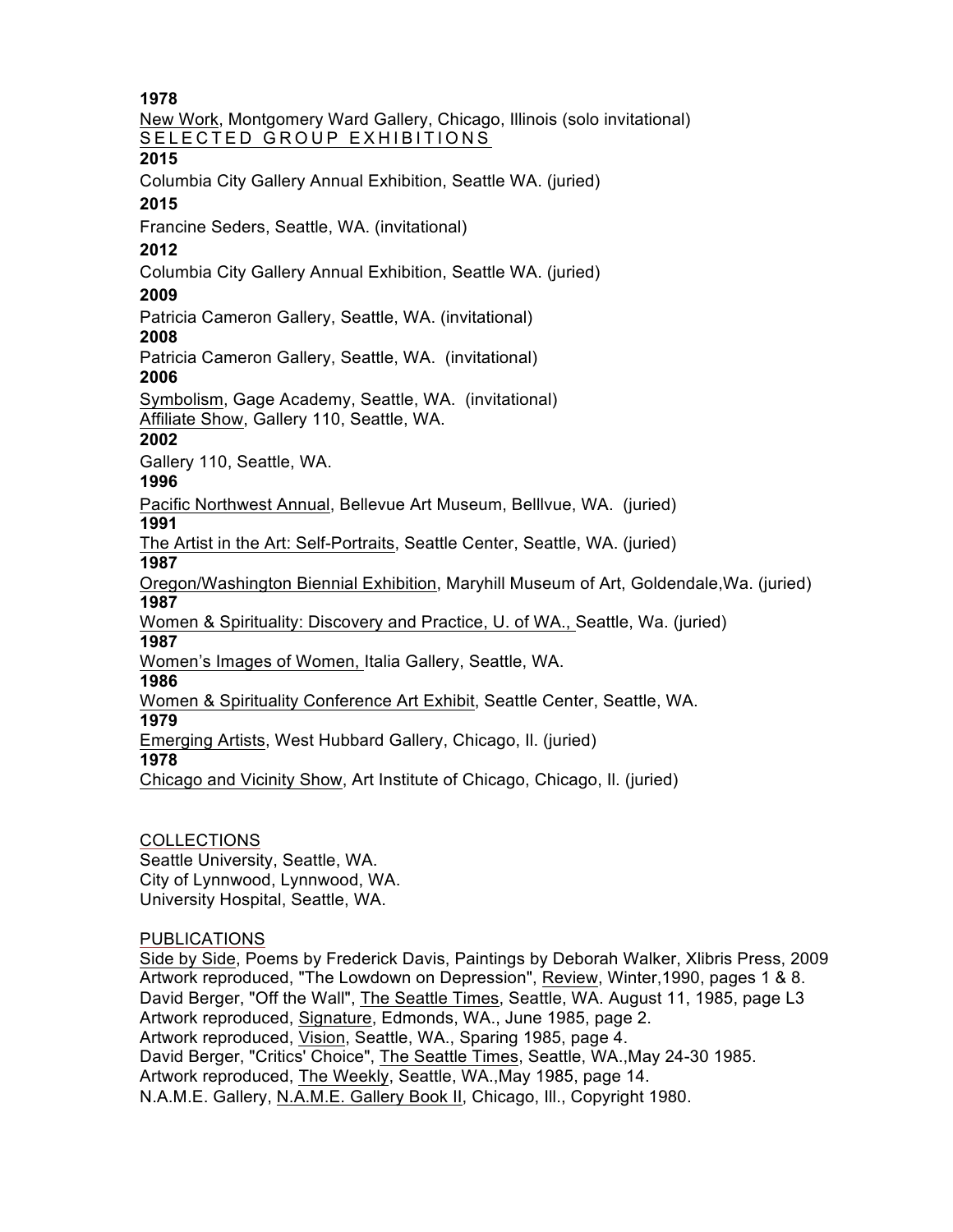**1978**

New Work, Montgomery Ward Gallery, Chicago, Illinois (solo invitational)

## SELECTED GROUP EXHIBITIONS

**2015**

Columbia City Gallery Annual Exhibition, Seattle WA. (juried)

**2015**

Francine Seders, Seattle, WA. (invitational)

**2012**

Columbia City Gallery Annual Exhibition, Seattle WA. (juried)

**2009**

Patricia Cameron Gallery, Seattle, WA. (invitational)

**2008**

Patricia Cameron Gallery, Seattle, WA. (invitational)

**2006**

Symbolism, Gage Academy, Seattle, WA. (invitational)

Affiliate Show, Gallery 110, Seattle, WA.

**2002**

Gallery 110, Seattle, WA.

**1996**

Pacific Northwest Annual, Bellevue Art Museum, Belllvue, WA. (juried)

**1991**

The Artist in the Art: Self-Portraits, Seattle Center, Seattle, WA. (juried)

**1987**

Oregon/Washington Biennial Exhibition, Maryhill Museum of Art, Goldendale,Wa. (juried)

**1987**

Women & Spirituality: Discovery and Practice, U. of WA., Seattle, Wa. (juried)

**1987**

Women's Images of Women, Italia Gallery, Seattle, WA.

**1986**

Women & Spirituality Conference Art Exhibit, Seattle Center, Seattle, WA.

**1979**

Emerging Artists, West Hubbard Gallery, Chicago, Il. (juried)

**1978**

Chicago and Vicinity Show, Art Institute of Chicago, Chicago, Il. (juried)

## COLLECTIONS

Seattle University, Seattle, WA.
City of Lynnwood, Lynnwood, WA.
University Hospital, Seattle, WA.

## PUBLICATIONS

Side by Side, Poems by Frederick Davis, Paintings by Deborah Walker, Xlibris Press, 2009
Artwork reproduced, "The Lowdown on Depression", Review, Winter,1990, pages 1 & 8.
David Berger, "Off the Wall", The Seattle Times, Seattle, WA. August 11, 1985, page L3
Artwork reproduced, Signature, Edmonds, WA., June 1985, page 2.
Artwork reproduced, Vision, Seattle, WA., Sparing 1985, page 4.
David Berger, "Critics' Choice", The Seattle Times, Seattle, WA.,May 24-30 1985.
Artwork reproduced, The Weekly, Seattle, WA.,May 1985, page 14.
N.A.M.E. Gallery, N.A.M.E. Gallery Book II, Chicago, Ill., Copyright 1980.